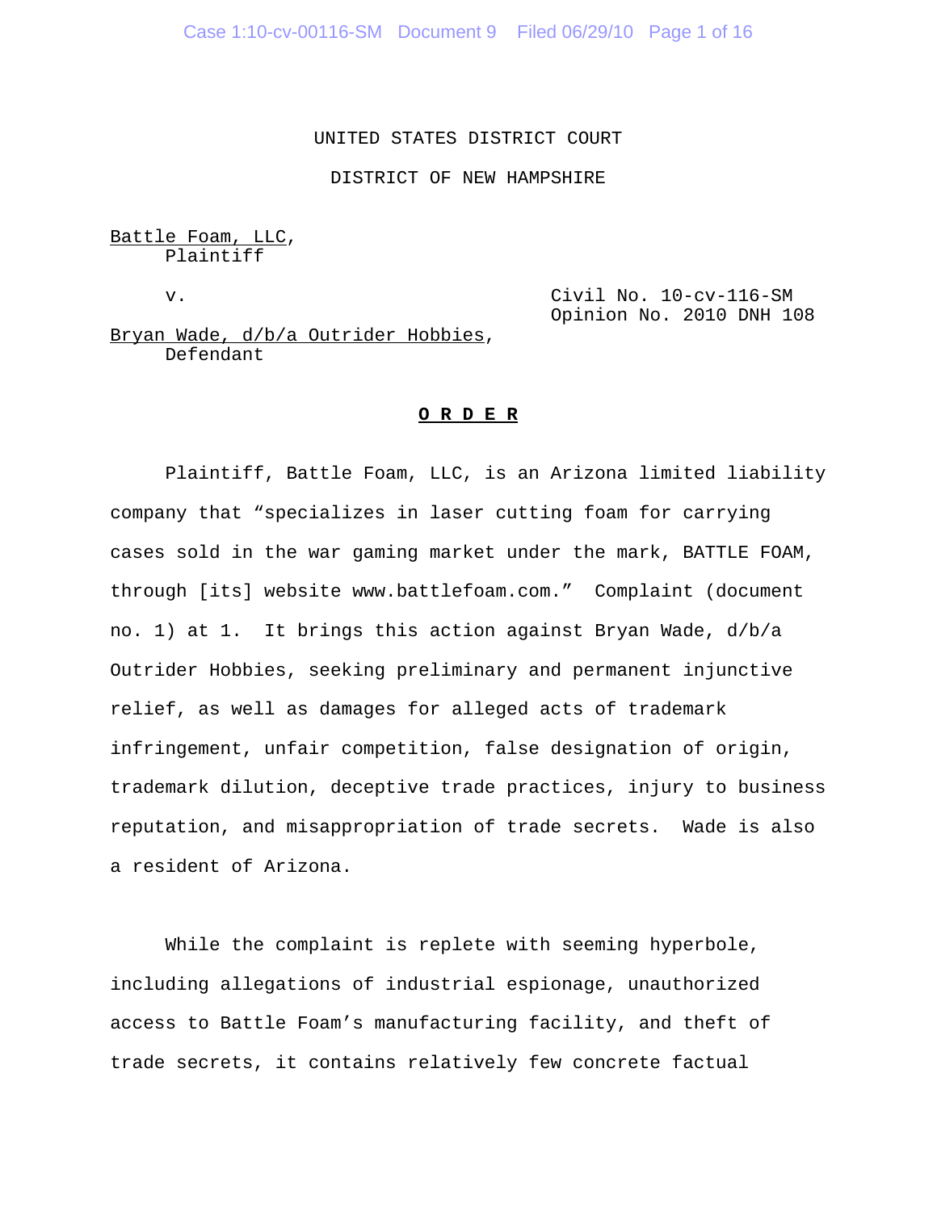UNITED STATES DISTRICT COURT

DISTRICT OF NEW HAMPSHIRE

Battle Foam, LLC,
Plaintiff

v.

Civil No. 10-cv-116-SM
Opinion No. 2010 DNH 108

Bryan Wade, d/b/a Outrider Hobbies,
Defendant

**O R D E R**

Plaintiff, Battle Foam, LLC, is an Arizona limited liability company that "specializes in laser cutting foam for carrying cases sold in the war gaming market under the mark, BATTLE FOAM, through [its] website www.battlefoam.com." Complaint (document no. 1) at 1. It brings this action against Bryan Wade, d/b/a Outrider Hobbies, seeking preliminary and permanent injunctive relief, as well as damages for alleged acts of trademark infringement, unfair competition, false designation of origin, trademark dilution, deceptive trade practices, injury to business reputation, and misappropriation of trade secrets. Wade is also a resident of Arizona.

While the complaint is replete with seeming hyperbole, including allegations of industrial espionage, unauthorized access to Battle Foam's manufacturing facility, and theft of trade secrets, it contains relatively few concrete factual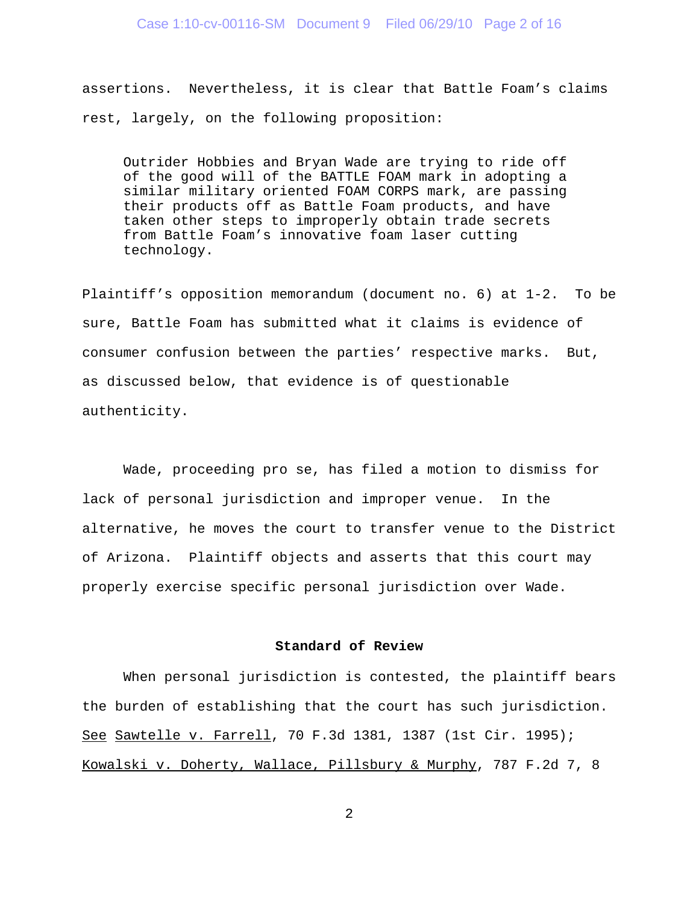assertions. Nevertheless, it is clear that Battle Foam's claims rest, largely, on the following proposition:

> Outrider Hobbies and Bryan Wade are trying to ride off of the good will of the BATTLE FOAM mark in adopting a similar military oriented FOAM CORPS mark, are passing their products off as Battle Foam products, and have taken other steps to improperly obtain trade secrets from Battle Foam's innovative foam laser cutting technology.

Plaintiff's opposition memorandum (document no. 6) at 1-2. To be sure, Battle Foam has submitted what it claims is evidence of consumer confusion between the parties' respective marks. But, as discussed below, that evidence is of questionable authenticity.

Wade, proceeding pro se, has filed a motion to dismiss for lack of personal jurisdiction and improper venue. In the alternative, he moves the court to transfer venue to the District of Arizona. Plaintiff objects and asserts that this court may properly exercise specific personal jurisdiction over Wade.

## Standard of Review

When personal jurisdiction is contested, the plaintiff bears the burden of establishing that the court has such jurisdiction. See Sawtelle v. Farrell, 70 F.3d 1381, 1387 (1st Cir. 1995); Kowalski v. Doherty, Wallace, Pillsbury & Murphy, 787 F.2d 7, 8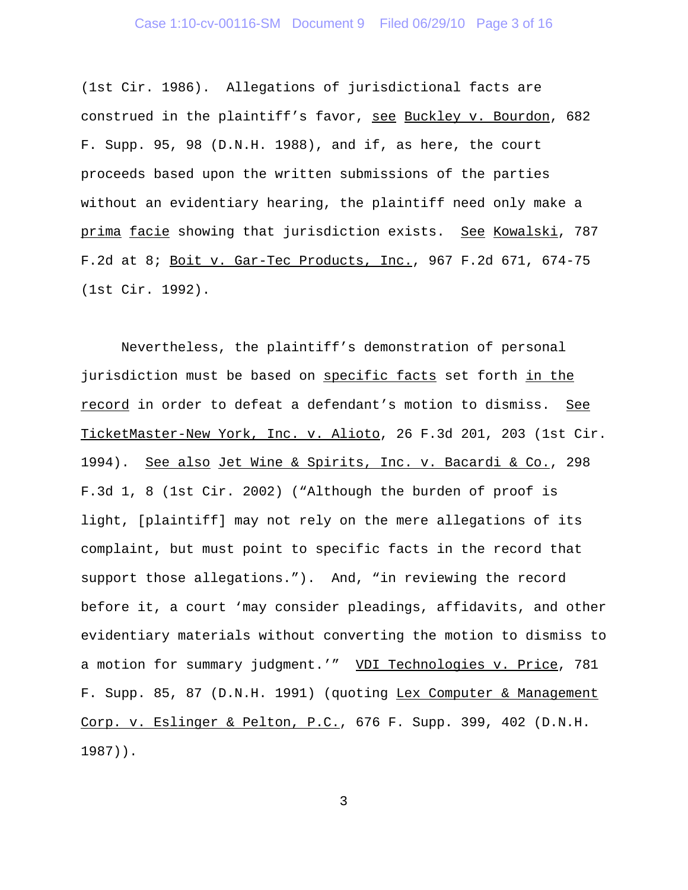(1st Cir. 1986). Allegations of jurisdictional facts are construed in the plaintiff's favor, see Buckley v. Bourdon, 682 F. Supp. 95, 98 (D.N.H. 1988), and if, as here, the court proceeds based upon the written submissions of the parties without an evidentiary hearing, the plaintiff need only make a prima facie showing that jurisdiction exists. See Kowalski, 787 F.2d at 8; Boit v. Gar-Tec Products, Inc., 967 F.2d 671, 674-75 (1st Cir. 1992).

Nevertheless, the plaintiff's demonstration of personal jurisdiction must be based on specific facts set forth in the record in order to defeat a defendant's motion to dismiss. See TicketMaster-New York, Inc. v. Alioto, 26 F.3d 201, 203 (1st Cir. 1994). See also Jet Wine & Spirits, Inc. v. Bacardi & Co., 298 F.3d 1, 8 (1st Cir. 2002) ("Although the burden of proof is light, [plaintiff] may not rely on the mere allegations of its complaint, but must point to specific facts in the record that support those allegations."). And, "in reviewing the record before it, a court 'may consider pleadings, affidavits, and other evidentiary materials without converting the motion to dismiss to a motion for summary judgment.'" VDI Technologies v. Price, 781 F. Supp. 85, 87 (D.N.H. 1991) (quoting Lex Computer & Management Corp. v. Eslinger & Pelton, P.C., 676 F. Supp. 399, 402 (D.N.H. 1987)).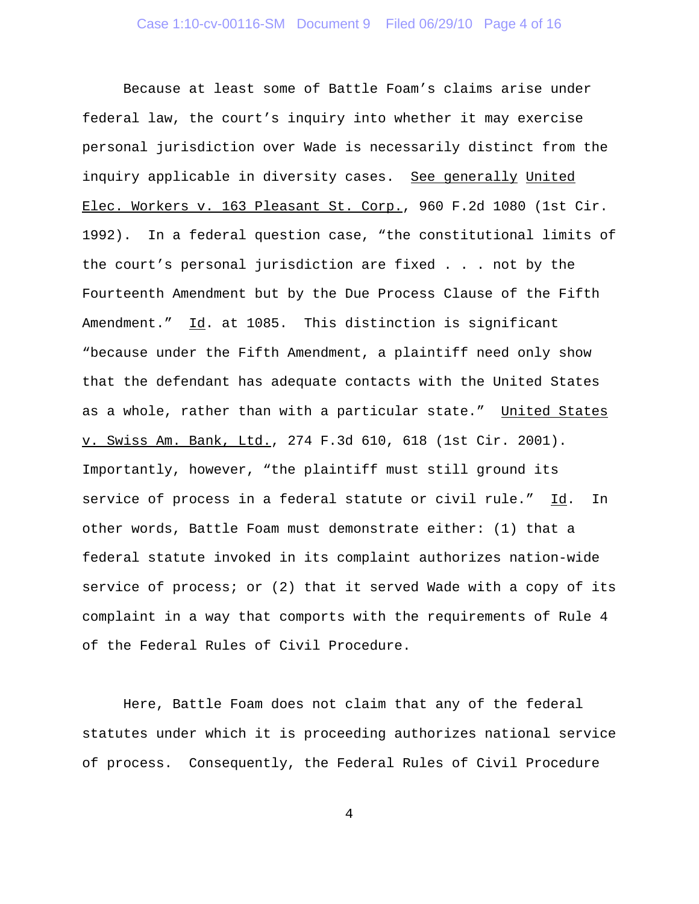Because at least some of Battle Foam's claims arise under federal law, the court's inquiry into whether it may exercise personal jurisdiction over Wade is necessarily distinct from the inquiry applicable in diversity cases. _See generally_ _United Elec. Workers v. 163 Pleasant St. Corp._, 960 F.2d 1080 (1st Cir. 1992). In a federal question case, "the constitutional limits of the court's personal jurisdiction are fixed . . . not by the Fourteenth Amendment but by the Due Process Clause of the Fifth Amendment." _Id_. at 1085. This distinction is significant "because under the Fifth Amendment, a plaintiff need only show that the defendant has adequate contacts with the United States as a whole, rather than with a particular state." _United States v. Swiss Am. Bank, Ltd._, 274 F.3d 610, 618 (1st Cir. 2001). Importantly, however, "the plaintiff must still ground its service of process in a federal statute or civil rule." _Id_. In other words, Battle Foam must demonstrate either: (1) that a federal statute invoked in its complaint authorizes nation-wide service of process; or (2) that it served Wade with a copy of its complaint in a way that comports with the requirements of Rule 4 of the Federal Rules of Civil Procedure.

Here, Battle Foam does not claim that any of the federal statutes under which it is proceeding authorizes national service of process. Consequently, the Federal Rules of Civil Procedure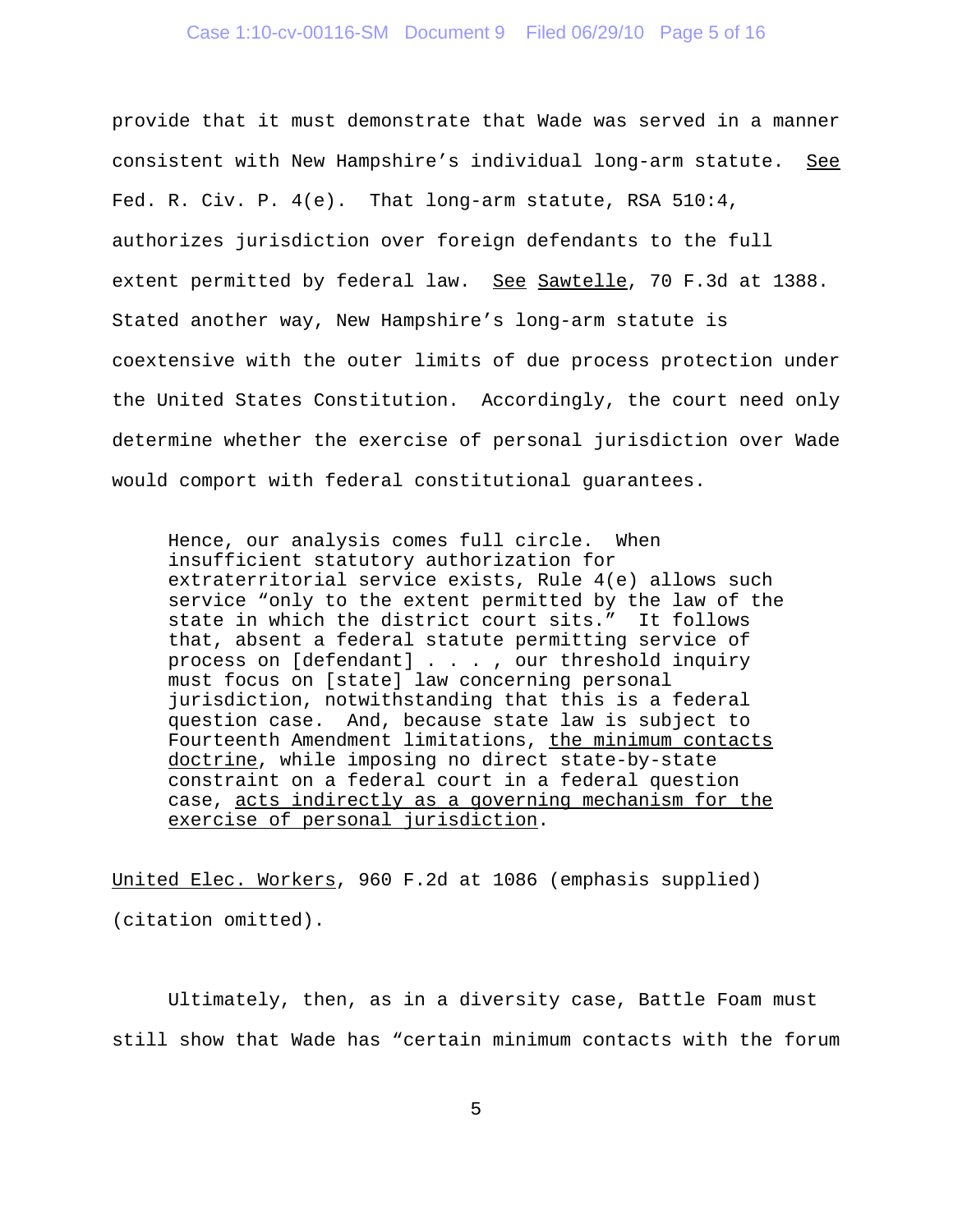provide that it must demonstrate that Wade was served in a manner consistent with New Hampshire's individual long-arm statute. See Fed. R. Civ. P. 4(e). That long-arm statute, RSA 510:4, authorizes jurisdiction over foreign defendants to the full extent permitted by federal law. See Sawtelle, 70 F.3d at 1388. Stated another way, New Hampshire's long-arm statute is coextensive with the outer limits of due process protection under the United States Constitution. Accordingly, the court need only determine whether the exercise of personal jurisdiction over Wade would comport with federal constitutional guarantees.

> Hence, our analysis comes full circle. When insufficient statutory authorization for extraterritorial service exists, Rule 4(e) allows such service "only to the extent permitted by the law of the state in which the district court sits." It follows that, absent a federal statute permitting service of process on [defendant] . . . , our threshold inquiry must focus on [state] law concerning personal jurisdiction, notwithstanding that this is a federal question case. And, because state law is subject to Fourteenth Amendment limitations, <u>the minimum contacts doctrine</u>, while imposing no direct state-by-state constraint on a federal court in a federal question case, <u>acts indirectly as a governing mechanism for the exercise of personal jurisdiction</u>.

United Elec. Workers, 960 F.2d at 1086 (emphasis supplied) (citation omitted).

Ultimately, then, as in a diversity case, Battle Foam must still show that Wade has "certain minimum contacts with the forum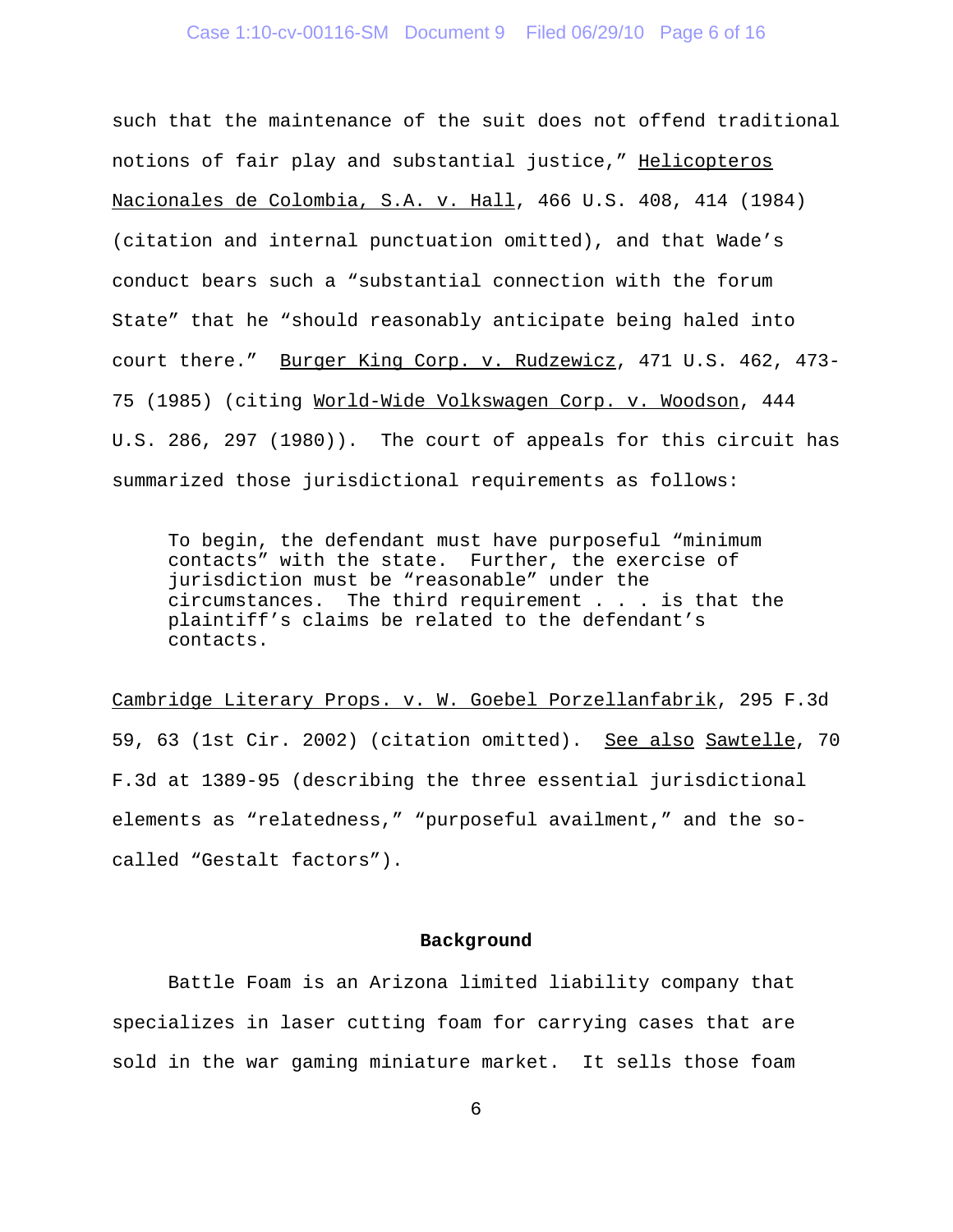such that the maintenance of the suit does not offend traditional notions of fair play and substantial justice," Helicopteros Nacionales de Colombia, S.A. v. Hall, 466 U.S. 408, 414 (1984) (citation and internal punctuation omitted), and that Wade's conduct bears such a "substantial connection with the forum State" that he "should reasonably anticipate being haled into court there." Burger King Corp. v. Rudzewicz, 471 U.S. 462, 473-75 (1985) (citing World-Wide Volkswagen Corp. v. Woodson, 444 U.S. 286, 297 (1980)). The court of appeals for this circuit has summarized those jurisdictional requirements as follows:

> To begin, the defendant must have purposeful "minimum contacts" with the state. Further, the exercise of jurisdiction must be "reasonable" under the circumstances. The third requirement . . . is that the plaintiff's claims be related to the defendant's contacts.

Cambridge Literary Props. v. W. Goebel Porzellanfabrik, 295 F.3d 59, 63 (1st Cir. 2002) (citation omitted). See also Sawtelle, 70 F.3d at 1389-95 (describing the three essential jurisdictional elements as "relatedness," "purposeful availment," and the so-called "Gestalt factors").

## Background

Battle Foam is an Arizona limited liability company that specializes in laser cutting foam for carrying cases that are sold in the war gaming miniature market. It sells those foam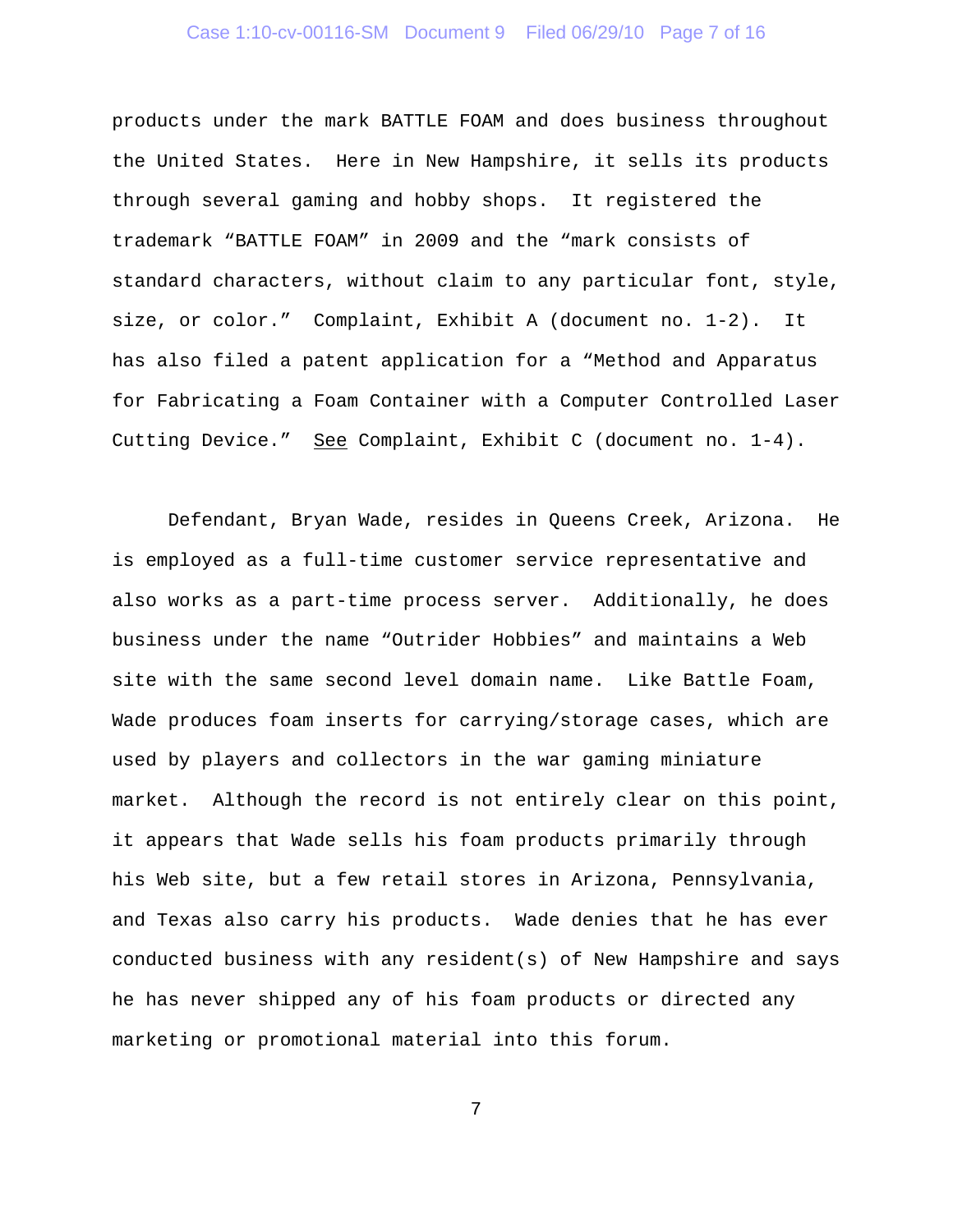products under the mark BATTLE FOAM and does business throughout the United States. Here in New Hampshire, it sells its products through several gaming and hobby shops. It registered the trademark "BATTLE FOAM" in 2009 and the "mark consists of standard characters, without claim to any particular font, style, size, or color." Complaint, Exhibit A (document no. 1-2). It has also filed a patent application for a "Method and Apparatus for Fabricating a Foam Container with a Computer Controlled Laser Cutting Device." <u>See</u> Complaint, Exhibit C (document no. 1-4).

Defendant, Bryan Wade, resides in Queens Creek, Arizona. He is employed as a full-time customer service representative and also works as a part-time process server. Additionally, he does business under the name "Outrider Hobbies" and maintains a Web site with the same second level domain name. Like Battle Foam, Wade produces foam inserts for carrying/storage cases, which are used by players and collectors in the war gaming miniature market. Although the record is not entirely clear on this point, it appears that Wade sells his foam products primarily through his Web site, but a few retail stores in Arizona, Pennsylvania, and Texas also carry his products. Wade denies that he has ever conducted business with any resident(s) of New Hampshire and says he has never shipped any of his foam products or directed any marketing or promotional material into this forum.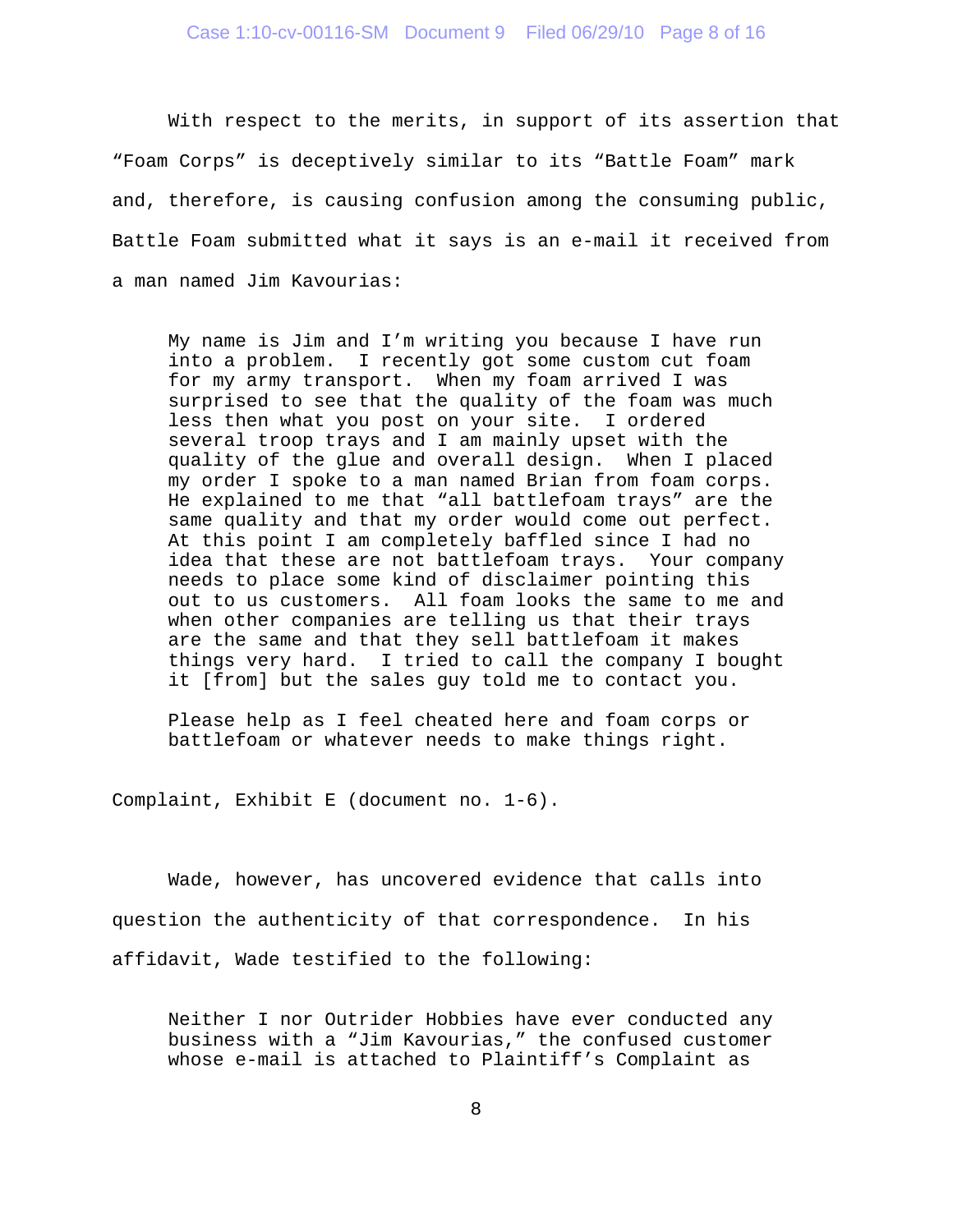With respect to the merits, in support of its assertion that "Foam Corps" is deceptively similar to its "Battle Foam" mark and, therefore, is causing confusion among the consuming public, Battle Foam submitted what it says is an e-mail it received from a man named Jim Kavourias:

> My name is Jim and I'm writing you because I have run into a problem. I recently got some custom cut foam for my army transport. When my foam arrived I was surprised to see that the quality of the foam was much less then what you post on your site. I ordered several troop trays and I am mainly upset with the quality of the glue and overall design. When I placed my order I spoke to a man named Brian from foam corps. He explained to me that "all battlefoam trays" are the same quality and that my order would come out perfect. At this point I am completely baffled since I had no idea that these are not battlefoam trays. Your company needs to place some kind of disclaimer pointing this out to us customers. All foam looks the same to me and when other companies are telling us that their trays are the same and that they sell battlefoam it makes things very hard. I tried to call the company I bought it [from] but the sales guy told me to contact you.
>
> Please help as I feel cheated here and foam corps or battlefoam or whatever needs to make things right.

Complaint, Exhibit E (document no. 1-6).

Wade, however, has uncovered evidence that calls into question the authenticity of that correspondence. In his affidavit, Wade testified to the following:

> Neither I nor Outrider Hobbies have ever conducted any business with a "Jim Kavourias," the confused customer whose e-mail is attached to Plaintiff's Complaint as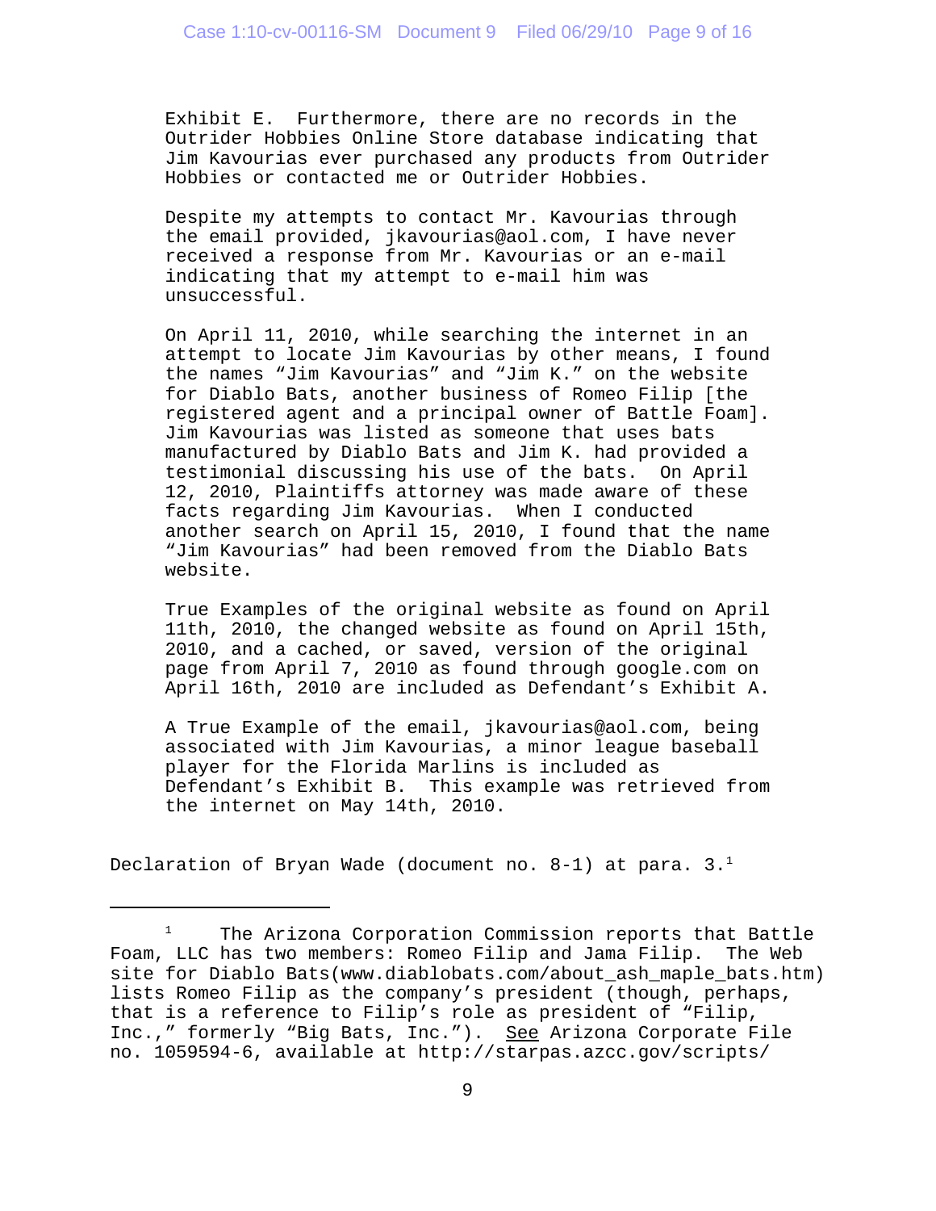> Exhibit E. Furthermore, there are no records in the Outrider Hobbies Online Store database indicating that Jim Kavourias ever purchased any products from Outrider Hobbies or contacted me or Outrider Hobbies.
>
> Despite my attempts to contact Mr. Kavourias through the email provided, jkavourias@aol.com, I have never received a response from Mr. Kavourias or an e-mail indicating that my attempt to e-mail him was unsuccessful.
>
> On April 11, 2010, while searching the internet in an attempt to locate Jim Kavourias by other means, I found the names "Jim Kavourias" and "Jim K." on the website for Diablo Bats, another business of Romeo Filip [the registered agent and a principal owner of Battle Foam]. Jim Kavourias was listed as someone that uses bats manufactured by Diablo Bats and Jim K. had provided a testimonial discussing his use of the bats. On April 12, 2010, Plaintiffs attorney was made aware of these facts regarding Jim Kavourias. When I conducted another search on April 15, 2010, I found that the name "Jim Kavourias" had been removed from the Diablo Bats website.
>
> True Examples of the original website as found on April 11th, 2010, the changed website as found on April 15th, 2010, and a cached, or saved, version of the original page from April 7, 2010 as found through google.com on April 16th, 2010 are included as Defendant's Exhibit A.
>
> A True Example of the email, jkavourias@aol.com, being associated with Jim Kavourias, a minor league baseball player for the Florida Marlins is included as Defendant's Exhibit B. This example was retrieved from the internet on May 14th, 2010.

Declaration of Bryan Wade (document no. 8-1) at para. 3.[1]

---

[1] The Arizona Corporation Commission reports that Battle Foam, LLC has two members: Romeo Filip and Jama Filip. The Web site for Diablo Bats(www.diablobats.com/about_ash_maple_bats.htm) lists Romeo Filip as the company's president (though, perhaps, that is a reference to Filip's role as president of "Filip, Inc.," formerly "Big Bats, Inc."). <u>See</u> Arizona Corporate File no. 1059594-6, available at http://starpas.azcc.gov/scripts/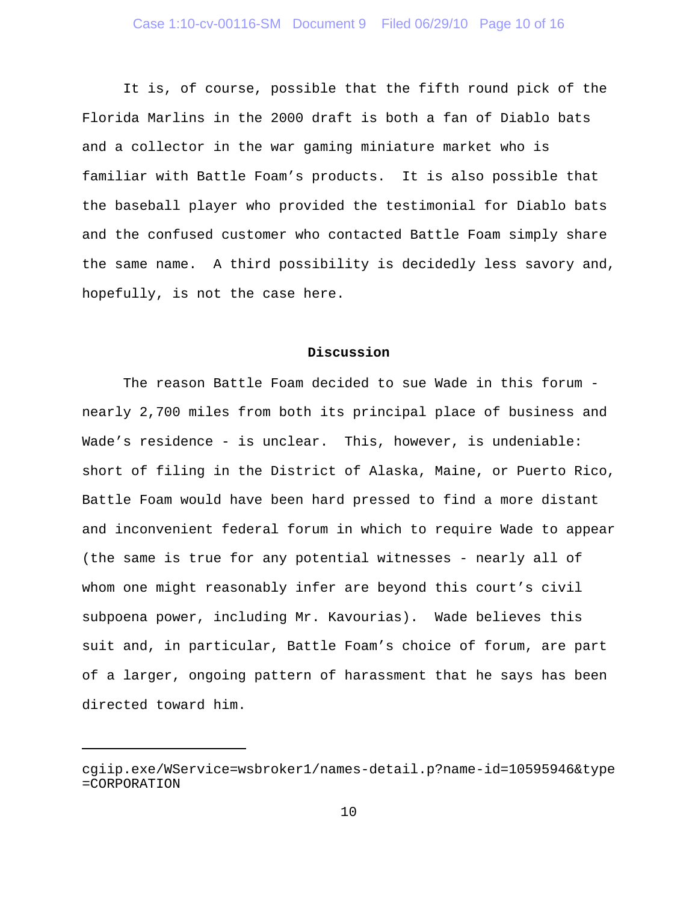It is, of course, possible that the fifth round pick of the Florida Marlins in the 2000 draft is both a fan of Diablo bats and a collector in the war gaming miniature market who is familiar with Battle Foam's products. It is also possible that the baseball player who provided the testimonial for Diablo bats and the confused customer who contacted Battle Foam simply share the same name. A third possibility is decidedly less savory and, hopefully, is not the case here.

**Discussion**

The reason Battle Foam decided to sue Wade in this forum - nearly 2,700 miles from both its principal place of business and Wade's residence - is unclear. This, however, is undeniable: short of filing in the District of Alaska, Maine, or Puerto Rico, Battle Foam would have been hard pressed to find a more distant and inconvenient federal forum in which to require Wade to appear (the same is true for any potential witnesses - nearly all of whom one might reasonably infer are beyond this court's civil subpoena power, including Mr. Kavourias). Wade believes this suit and, in particular, Battle Foam's choice of forum, are part of a larger, ongoing pattern of harassment that he says has been directed toward him.

---

cgiip.exe/WService=wsbroker1/names-detail.p?name-id=10595946&type=CORPORATION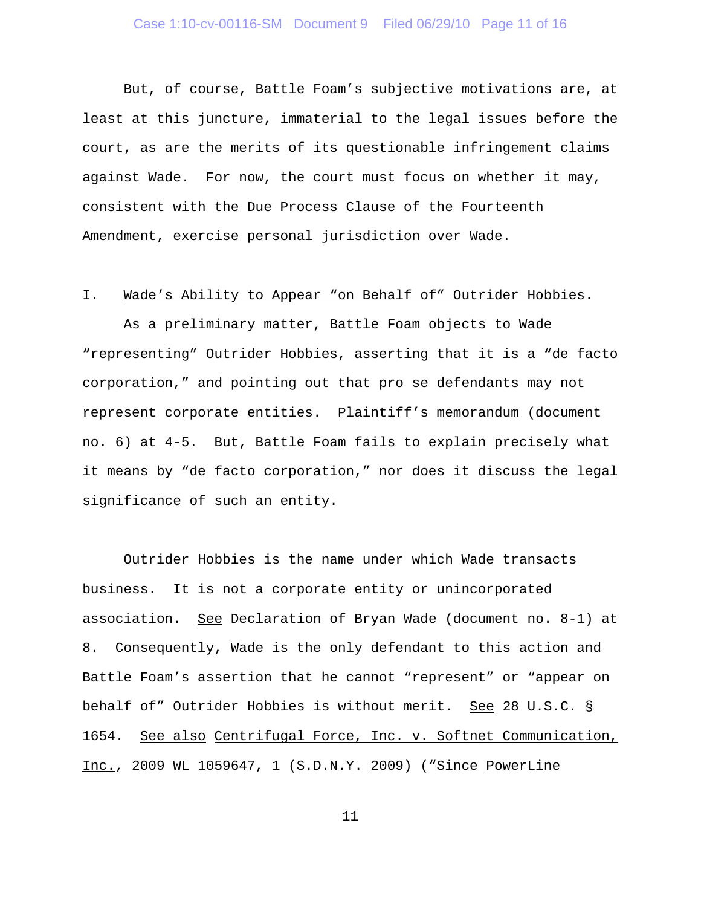But, of course, Battle Foam's subjective motivations are, at least at this juncture, immaterial to the legal issues before the court, as are the merits of its questionable infringement claims against Wade. For now, the court must focus on whether it may, consistent with the Due Process Clause of the Fourteenth Amendment, exercise personal jurisdiction over Wade.

## I. Wade's Ability to Appear "on Behalf of" Outrider Hobbies.

As a preliminary matter, Battle Foam objects to Wade "representing" Outrider Hobbies, asserting that it is a "de facto corporation," and pointing out that pro se defendants may not represent corporate entities. Plaintiff's memorandum (document no. 6) at 4-5. But, Battle Foam fails to explain precisely what it means by "de facto corporation," nor does it discuss the legal significance of such an entity.

Outrider Hobbies is the name under which Wade transacts business. It is not a corporate entity or unincorporated association. See Declaration of Bryan Wade (document no. 8-1) at 8. Consequently, Wade is the only defendant to this action and Battle Foam's assertion that he cannot "represent" or "appear on behalf of" Outrider Hobbies is without merit. See 28 U.S.C. § 1654. See also Centrifugal Force, Inc. v. Softnet Communication, Inc., 2009 WL 1059647, 1 (S.D.N.Y. 2009) ("Since PowerLine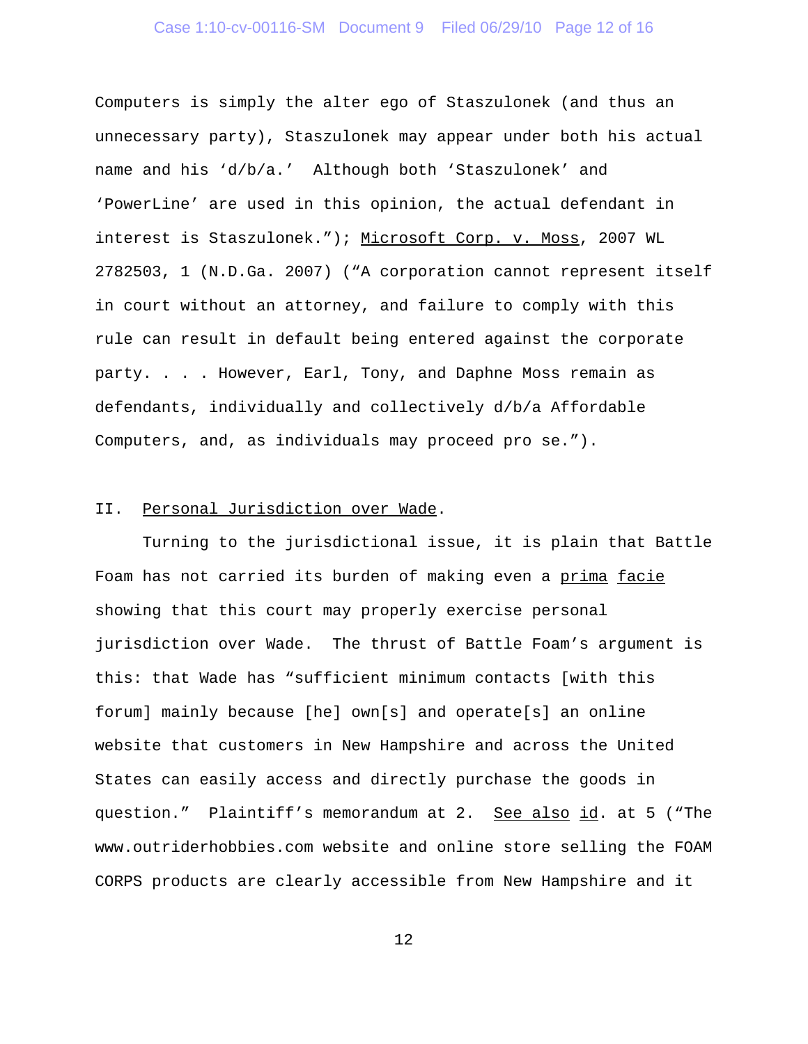Computers is simply the alter ego of Staszulonek (and thus an unnecessary party), Staszulonek may appear under both his actual name and his 'd/b/a.' Although both 'Staszulonek' and 'PowerLine' are used in this opinion, the actual defendant in interest is Staszulonek."); Microsoft Corp. v. Moss, 2007 WL 2782503, 1 (N.D.Ga. 2007) ("A corporation cannot represent itself in court without an attorney, and failure to comply with this rule can result in default being entered against the corporate party. . . . However, Earl, Tony, and Daphne Moss remain as defendants, individually and collectively d/b/a Affordable Computers, and, as individuals may proceed pro se.").

## II. Personal Jurisdiction over Wade.

Turning to the jurisdictional issue, it is plain that Battle Foam has not carried its burden of making even a *prima facie* showing that this court may properly exercise personal jurisdiction over Wade. The thrust of Battle Foam's argument is this: that Wade has "sufficient minimum contacts [with this forum] mainly because [he] own[s] and operate[s] an online website that customers in New Hampshire and across the United States can easily access and directly purchase the goods in question." Plaintiff's memorandum at 2. *See also id.* at 5 ("The www.outriderhobbies.com website and online store selling the FOAM CORPS products are clearly accessible from New Hampshire and it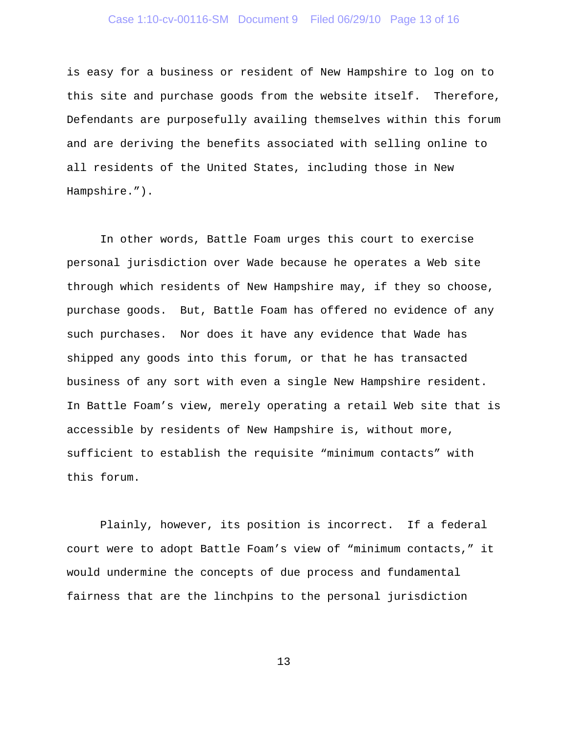is easy for a business or resident of New Hampshire to log on to this site and purchase goods from the website itself. Therefore, Defendants are purposefully availing themselves within this forum and are deriving the benefits associated with selling online to all residents of the United States, including those in New Hampshire.").

In other words, Battle Foam urges this court to exercise personal jurisdiction over Wade because he operates a Web site through which residents of New Hampshire may, if they so choose, purchase goods. But, Battle Foam has offered no evidence of any such purchases. Nor does it have any evidence that Wade has shipped any goods into this forum, or that he has transacted business of any sort with even a single New Hampshire resident. In Battle Foam's view, merely operating a retail Web site that is accessible by residents of New Hampshire is, without more, sufficient to establish the requisite "minimum contacts" with this forum.

Plainly, however, its position is incorrect. If a federal court were to adopt Battle Foam's view of "minimum contacts," it would undermine the concepts of due process and fundamental fairness that are the linchpins to the personal jurisdiction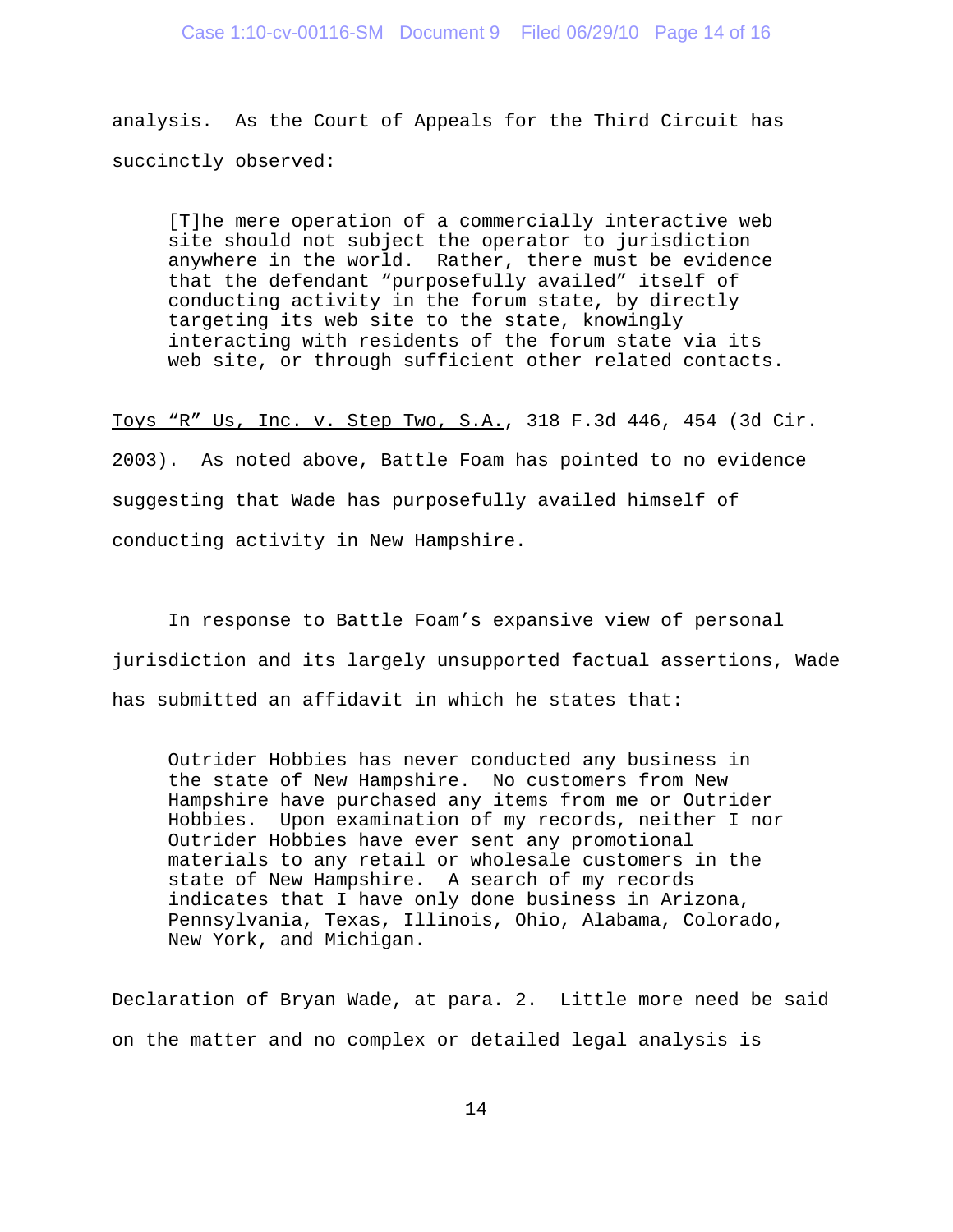analysis. As the Court of Appeals for the Third Circuit has succinctly observed:

> [T]he mere operation of a commercially interactive web site should not subject the operator to jurisdiction anywhere in the world. Rather, there must be evidence that the defendant "purposefully availed" itself of conducting activity in the forum state, by directly targeting its web site to the state, knowingly interacting with residents of the forum state via its web site, or through sufficient other related contacts.

<u>Toys "R" Us, Inc. v. Step Two, S.A.</u>, 318 F.3d 446, 454 (3d Cir. 2003). As noted above, Battle Foam has pointed to no evidence suggesting that Wade has purposefully availed himself of conducting activity in New Hampshire.

In response to Battle Foam's expansive view of personal jurisdiction and its largely unsupported factual assertions, Wade has submitted an affidavit in which he states that:

> Outrider Hobbies has never conducted any business in the state of New Hampshire. No customers from New Hampshire have purchased any items from me or Outrider Hobbies. Upon examination of my records, neither I nor Outrider Hobbies have ever sent any promotional materials to any retail or wholesale customers in the state of New Hampshire. A search of my records indicates that I have only done business in Arizona, Pennsylvania, Texas, Illinois, Ohio, Alabama, Colorado, New York, and Michigan.

Declaration of Bryan Wade, at para. 2. Little more need be said on the matter and no complex or detailed legal analysis is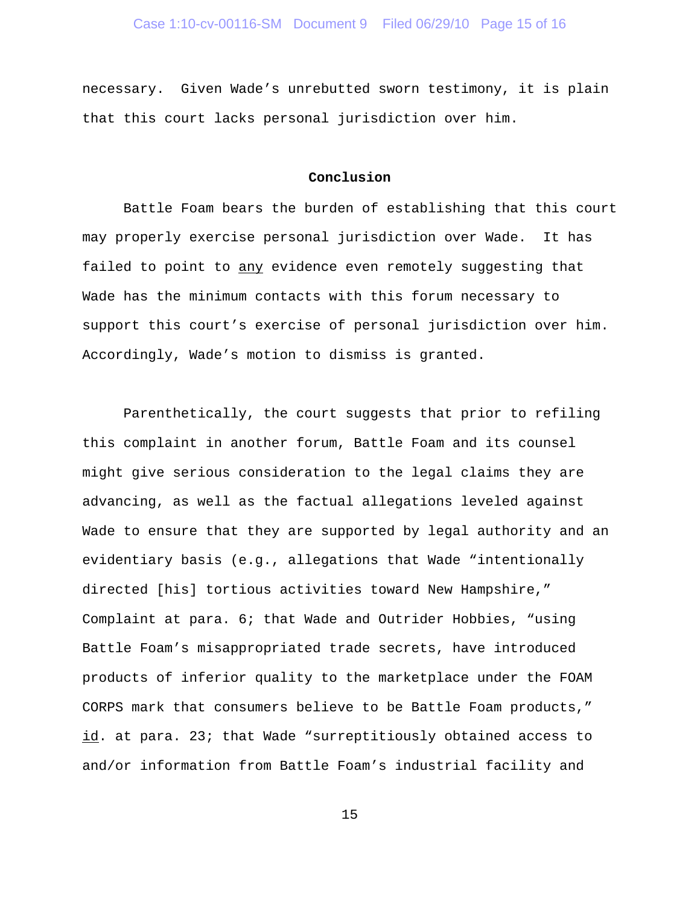necessary. Given Wade's unrebutted sworn testimony, it is plain that this court lacks personal jurisdiction over him.

## Conclusion

Battle Foam bears the burden of establishing that this court may properly exercise personal jurisdiction over Wade. It has failed to point to <u>any</u> evidence even remotely suggesting that Wade has the minimum contacts with this forum necessary to support this court's exercise of personal jurisdiction over him. Accordingly, Wade's motion to dismiss is granted.

Parenthetically, the court suggests that prior to refiling this complaint in another forum, Battle Foam and its counsel might give serious consideration to the legal claims they are advancing, as well as the factual allegations leveled against Wade to ensure that they are supported by legal authority and an evidentiary basis (e.g., allegations that Wade "intentionally directed [his] tortious activities toward New Hampshire," Complaint at para. 6; that Wade and Outrider Hobbies, "using Battle Foam's misappropriated trade secrets, have introduced products of inferior quality to the marketplace under the FOAM CORPS mark that consumers believe to be Battle Foam products," <u>id</u>. at para. 23; that Wade "surreptitiously obtained access to and/or information from Battle Foam's industrial facility and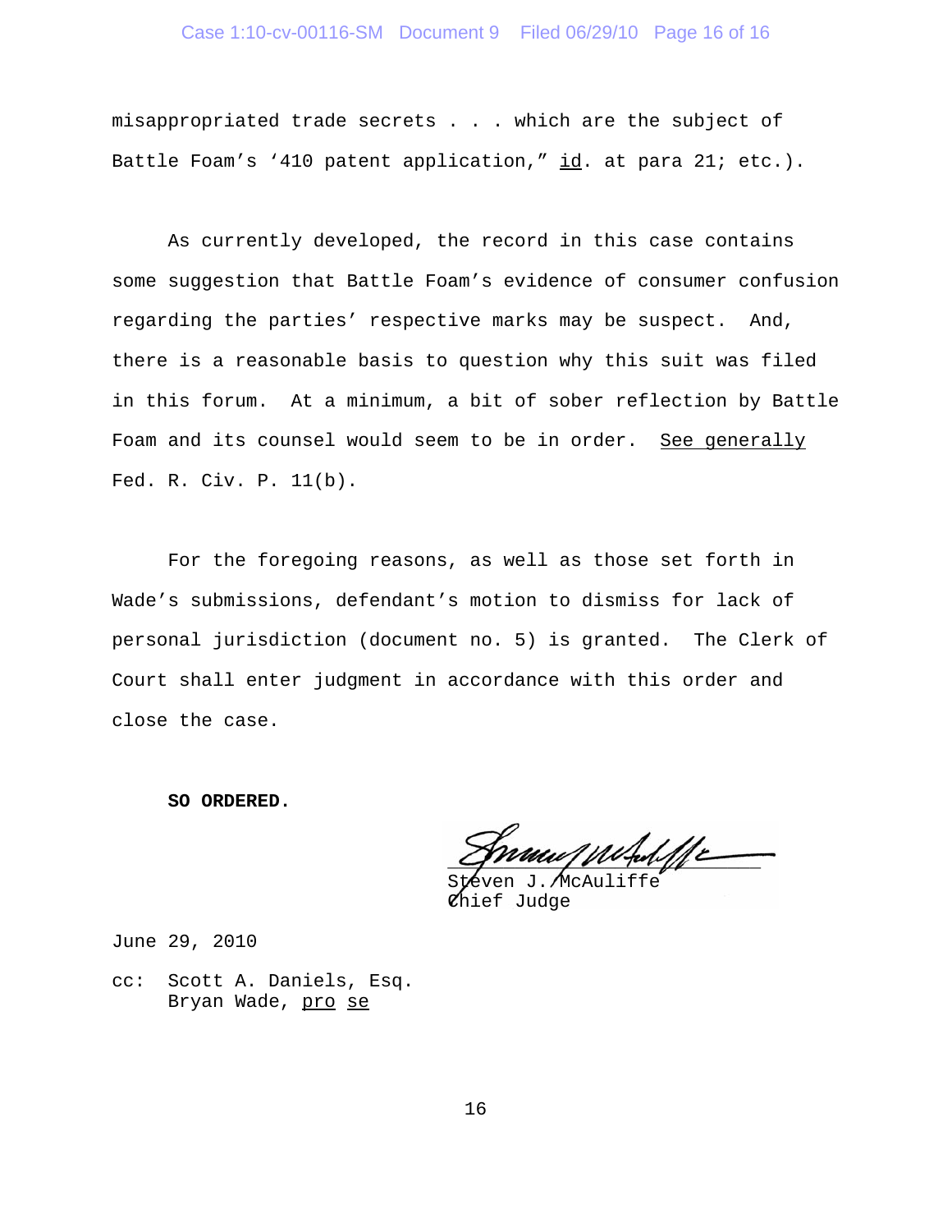misappropriated trade secrets . . . which are the subject of Battle Foam's '410 patent application," id. at para 21; etc.).

As currently developed, the record in this case contains some suggestion that Battle Foam's evidence of consumer confusion regarding the parties' respective marks may be suspect. And, there is a reasonable basis to question why this suit was filed in this forum. At a minimum, a bit of sober reflection by Battle Foam and its counsel would seem to be in order. See generally Fed. R. Civ. P. 11(b).

For the foregoing reasons, as well as those set forth in Wade's submissions, defendant's motion to dismiss for lack of personal jurisdiction (document no. 5) is granted. The Clerk of Court shall enter judgment in accordance with this order and close the case.

**SO ORDERED.**

Steven J. McAuliffe
Chief Judge

June 29, 2010

cc: Scott A. Daniels, Esq.
Bryan Wade, pro se